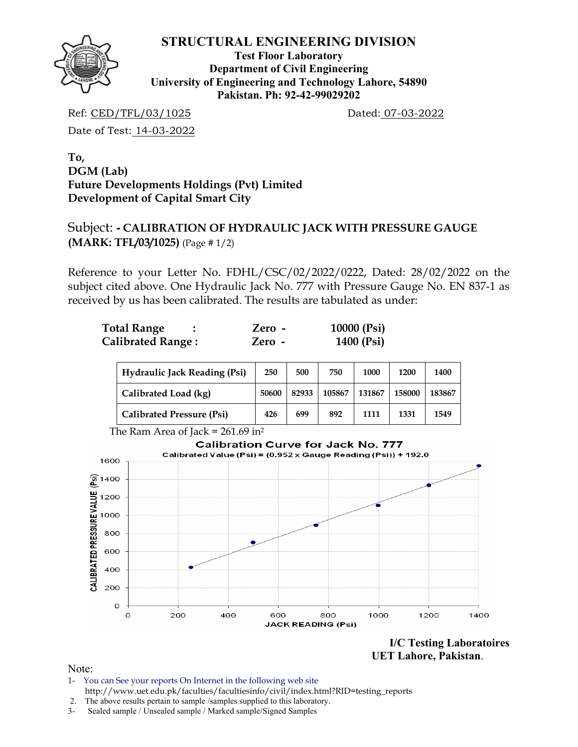# STRUCTURAL ENGINEERING DIVISION

**Test Floor Laboratory**
**Department of Civil Engineering**
**University of Engineering and Technology Lahore, 54890**
**Pakistan. Ph: 92-42-99029202**

Ref: CED/TFL/03/1025 Dated: 07-03-2022

Date of Test: 14-03-2022

**To,**
**DGM (Lab)**
**Future Developments Holdings (Pvt) Limited**
**Development of Capital Smart City**

Subject: **- CALIBRATION OF HYDRAULIC JACK WITH PRESSURE GAUGE (MARK: TFL/03/1025)** (Page # 1/2)

Reference to your Letter No. FDHL/CSC/02/2022/0222, Dated: 28/02/2022 on the subject cited above. One Hydraulic Jack No. 777 with Pressure Gauge No. EN 837-1 as received by us has been calibrated. The results are tabulated as under:

**Total Range : Zero - 10000 (Psi)**
**Calibrated Range : Zero - 1400 (Psi)**

| Hydraulic Jack Reading (Psi) | 250 | 500 | 750 | 1000 | 1200 | 1400 |
|---|---|---|---|---|---|---|
| Calibrated Load (kg) | 50600 | 82933 | 105867 | 131867 | 158000 | 183867 |
| Calibrated Pressure (Psi) | 426 | 699 | 892 | 1111 | 1331 | 1549 |

The Ram Area of Jack = 261.69 in$^2$

**Calibration Curve for Jack No. 777**

Calibrated Value (Psi) = (0.952 x Gauge Reading (Psi)) + 192.0

**I/C Testing Laboratoires**
**UET Lahore, Pakistan.**

Note:

1- You can See your reports On Internet in the following web site
http://www.uet.edu.pk/faculties/facultiesinfo/civil/index.html?RID=testing_reports
2. The above results pertain to sample /samples supplied to this laboratory.
3- Sealed sample / Unsealed sample / Marked sample/Signed Samples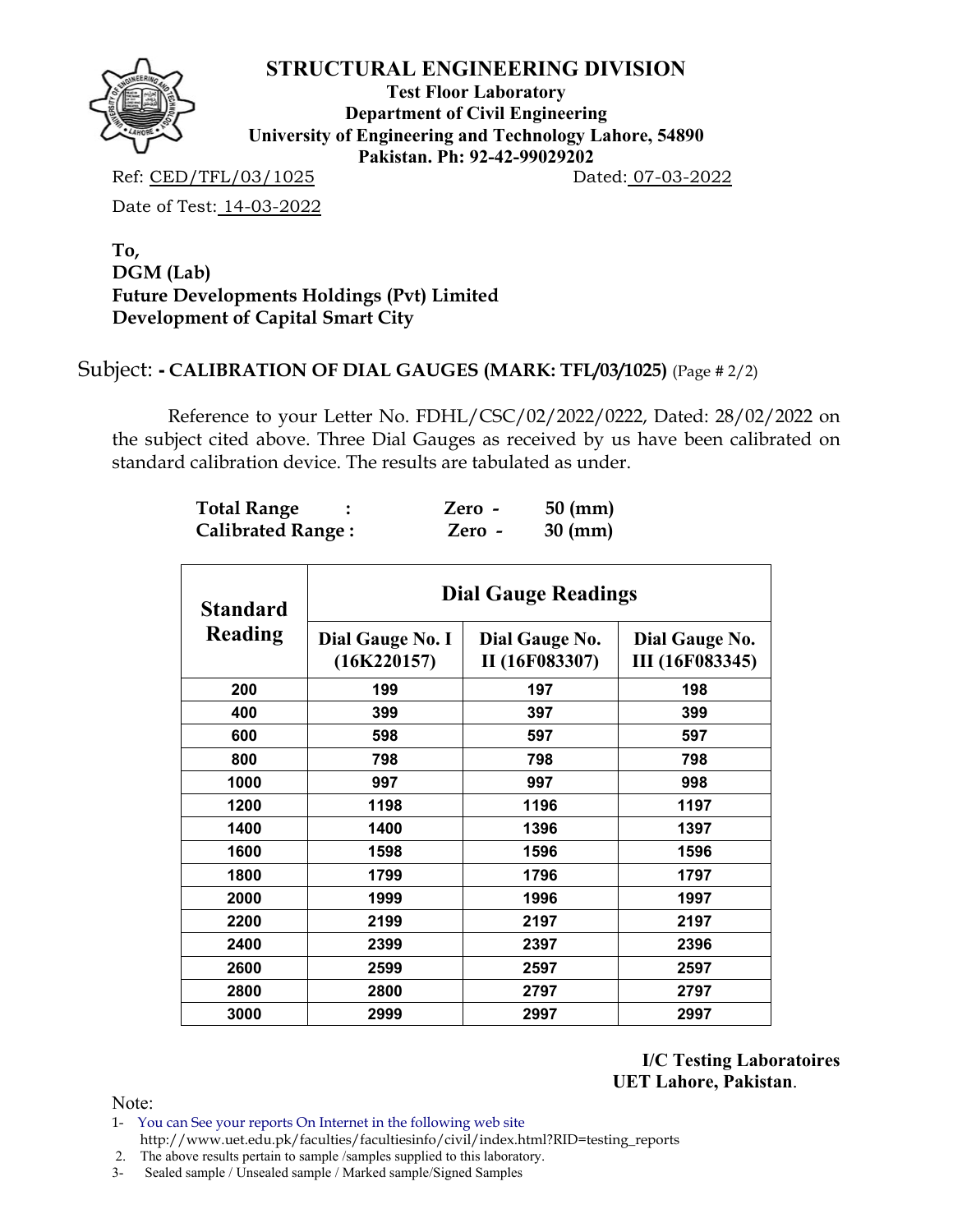# STRUCTURAL ENGINEERING DIVISION

**Test Floor Laboratory**
**Department of Civil Engineering**
**University of Engineering and Technology Lahore, 54890**
**Pakistan. Ph: 92-42-99029202**

Ref: CED/TFL/03/1025 Dated: 07-03-2022

Date of Test: 14-03-2022

**To,**
**DGM (Lab)**
**Future Developments Holdings (Pvt) Limited**
**Development of Capital Smart City**

Subject: **- CALIBRATION OF DIAL GAUGES (MARK: TFL/03/1025)** (Page # 2/2)

Reference to your Letter No. FDHL/CSC/02/2022/0222, Dated: 28/02/2022 on the subject cited above. Three Dial Gauges as received by us have been calibrated on standard calibration device. The results are tabulated as under.

**Total Range : Zero - 50 (mm)**
**Calibrated Range : Zero - 30 (mm)**

| Standard Reading | Dial Gauge Readings | | |
|---|---|---|---|
| | Dial Gauge No. I (16K220157) | Dial Gauge No. II (16F083307) | Dial Gauge No. III (16F083345) |
| 200 | 199 | 197 | 198 |
| 400 | 399 | 397 | 399 |
| 600 | 598 | 597 | 597 |
| 800 | 798 | 798 | 798 |
| 1000 | 997 | 997 | 998 |
| 1200 | 1198 | 1196 | 1197 |
| 1400 | 1400 | 1396 | 1397 |
| 1600 | 1598 | 1596 | 1596 |
| 1800 | 1799 | 1796 | 1797 |
| 2000 | 1999 | 1996 | 1997 |
| 2200 | 2199 | 2197 | 2197 |
| 2400 | 2399 | 2397 | 2396 |
| 2600 | 2599 | 2597 | 2597 |
| 2800 | 2800 | 2797 | 2797 |
| 3000 | 2999 | 2997 | 2997 |

**I/C Testing Laboratoires**
**UET Lahore, Pakistan**.

Note:

1- You can See your reports On Internet in the following web site
http://www.uet.edu.pk/faculties/facultiesinfo/civil/index.html?RID=testing_reports
2. The above results pertain to sample /samples supplied to this laboratory.
3- Sealed sample / Unsealed sample / Marked sample/Signed Samples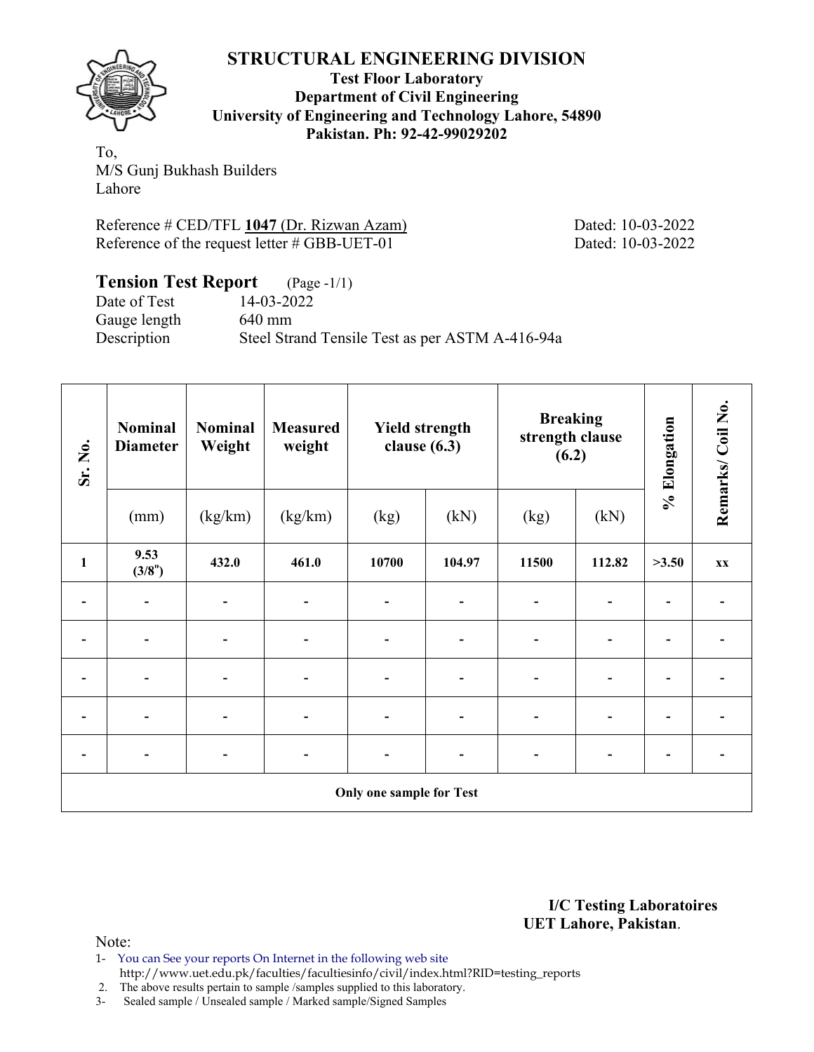# STRUCTURAL ENGINEERING DIVISION

**Test Floor Laboratory**
**Department of Civil Engineering**
**University of Engineering and Technology Lahore, 54890**
**Pakistan. Ph: 92-42-99029202**

To,
M/S Gunj Bukhash Builders
Lahore

Reference # CED/TFL **1047** (Dr. Rizwan Azam) Dated: 10-03-2022
Reference of the request letter # GBB-UET-01 Dated: 10-03-2022

## Tension Test Report (Page -1/1)

Date of Test 14-03-2022
Gauge length 640 mm
Description Steel Strand Tensile Test as per ASTM A-416-94a

| Sr. No. | Nominal Diameter | Nominal Weight | Measured weight | Yield strength clause (6.3) | | Breaking strength clause (6.2) | | % Elongation | Remarks/ Coil No. |
|---|---|---|---|---|---|---|---|---|---|
| | (mm) | (kg/km) | (kg/km) | (kg) | (kN) | (kg) | (kN) | | |
| **1** | **9.53 (3/8")** | **432.0** | **461.0** | **10700** | **104.97** | **11500** | **112.82** | **>3.50** | **xx** |
| - | - | - | - | - | - | - | - | - | - |
| - | - | - | - | - | - | - | - | - | - |
| - | - | - | - | - | - | - | - | - | - |
| - | - | - | - | - | - | - | - | - | - |
| - | - | - | - | - | - | - | - | - | - |
| **Only one sample for Test** | | | | | | | | | |

**I/C Testing Laboratoires**
**UET Lahore, Pakistan**.

Note:
1- You can See your reports On Internet in the following web site
http://www.uet.edu.pk/faculties/facultiesinfo/civil/index.html?RID=testing_reports
2. The above results pertain to sample /samples supplied to this laboratory.
3- Sealed sample / Unsealed sample / Marked sample/Signed Samples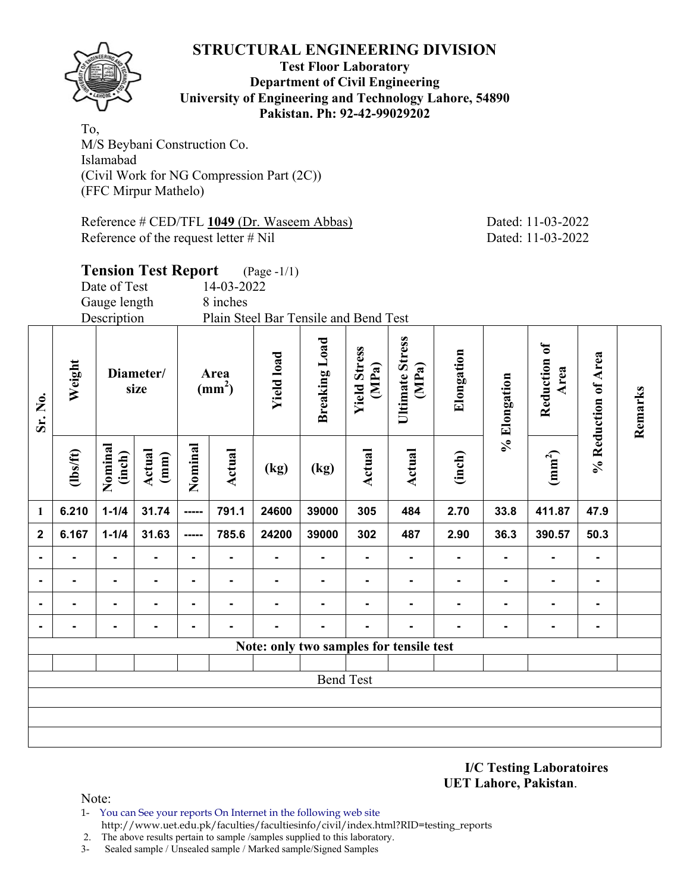# STRUCTURAL ENGINEERING DIVISION

**Test Floor Laboratory**
**Department of Civil Engineering**
**University of Engineering and Technology Lahore, 54890**
**Pakistan. Ph: 92-42-99029202**

To,
M/S Beybani Construction Co.
Islamabad
(Civil Work for NG Compression Part (2C))
(FFC Mirpur Mathelo)

Reference # CED/TFL **1049** (Dr. Waseem Abbas) Dated: 11-03-2022
Reference of the request letter # Nil Dated: 11-03-2022

## Tension Test Report (Page -1/1)

Date of Test 14-03-2022
Gauge length 8 inches
Description Plain Steel Bar Tensile and Bend Test

| Sr. No. | Weight | Diameter/ size | | Area ($mm^2$) | | Yield load | Breaking Load | Yield Stress (MPa) | Ultimate Stress (MPa) | Elongation | % Elongation | Reduction of Area | % Reduction of Area | Remarks |
|---|---|---|---|---|---|---|---|---|---|---|---|---|---|---|
| | (lbs/ft) | Nominal (inch) | Actual (mm) | Nominal | Actual | (kg) | (kg) | Actual | Actual | (inch) | | ($mm^2$) | | |
| 1 | 6.210 | 1-1/4 | 31.74 | ----- | 791.1 | 24600 | 39000 | 305 | 484 | 2.70 | 33.8 | 411.87 | 47.9 | |
| 2 | 6.167 | 1-1/4 | 31.63 | ----- | 785.6 | 24200 | 39000 | 302 | 487 | 2.90 | 36.3 | 390.57 | 50.3 | |
| - | - | - | - | - | - | - | - | - | - | - | - | - | - | |
| - | - | - | - | - | - | - | - | - | - | - | - | - | - | |
| - | - | - | - | - | - | - | - | - | - | - | - | - | - | |
| - | - | - | - | - | - | - | - | - | - | - | - | - | - | |

**Note: only two samples for tensile test**

Bend Test

**I/C Testing Laboratoires**
**UET Lahore, Pakistan**.

Note:
1- You can See your reports On Internet in the following web site
http://www.uet.edu.pk/faculties/facultiesinfo/civil/index.html?RID=testing_reports
2. The above results pertain to sample /samples supplied to this laboratory.
3- Sealed sample / Unsealed sample / Marked sample/Signed Samples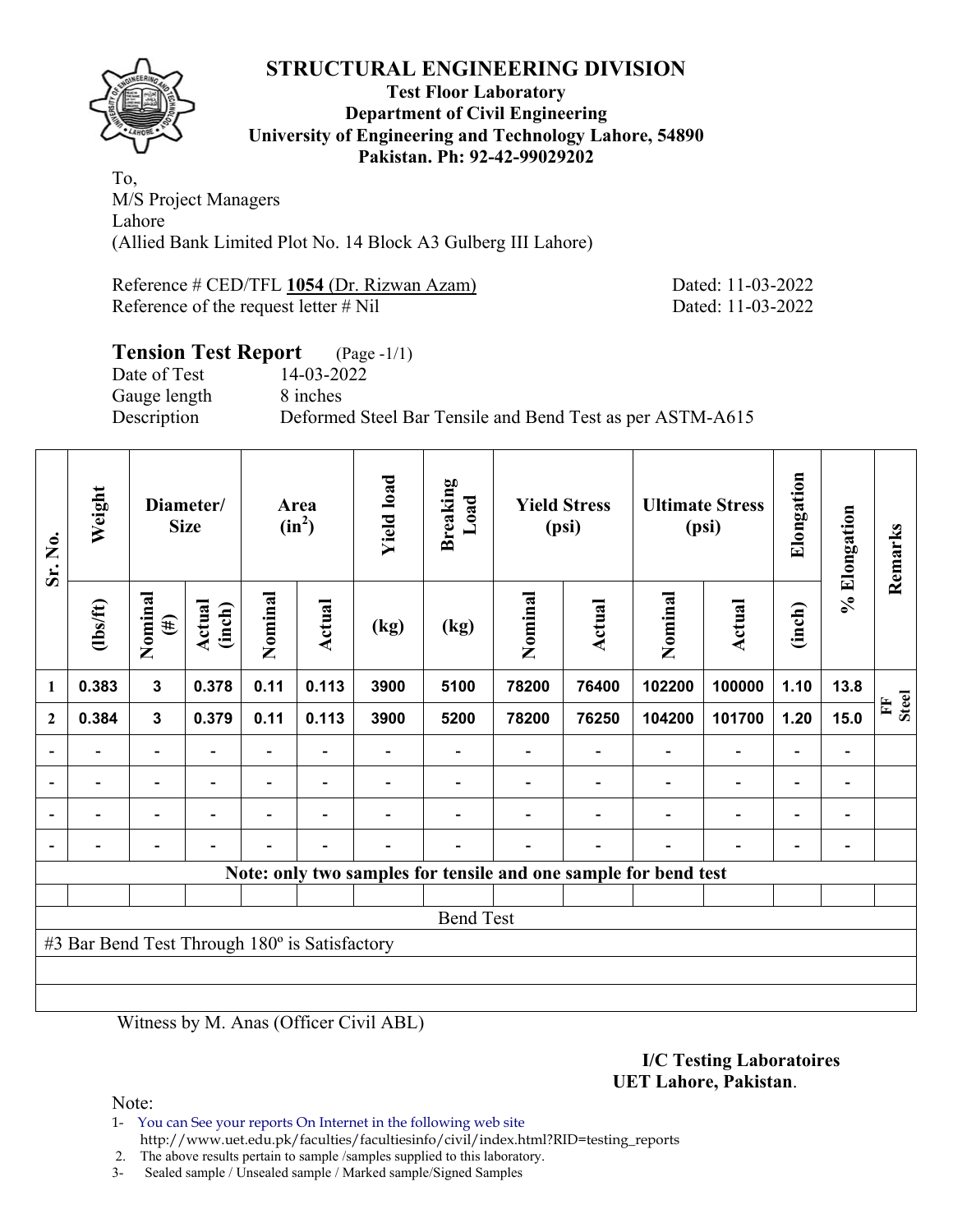# STRUCTURAL ENGINEERING DIVISION

**Test Floor Laboratory**
**Department of Civil Engineering**
**University of Engineering and Technology Lahore, 54890**
**Pakistan. Ph: 92-42-99029202**

To,
M/S Project Managers
Lahore
(Allied Bank Limited Plot No. 14 Block A3 Gulberg III Lahore)

Reference # CED/TFL **1054** (Dr. Rizwan Azam) Dated: 11-03-2022
Reference of the request letter # Nil Dated: 11-03-2022

## Tension Test Report (Page -1/1)

Date of Test 14-03-2022
Gauge length 8 inches
Description Deformed Steel Bar Tensile and Bend Test as per ASTM-A615

| Sr. No. | Weight | Diameter/ Size | | Area ($in^2$) | | Yield load | Breaking Load | Yield Stress (psi) | | Ultimate Stress (psi) | | Elongation | % Elongation | Remarks |
|---|---|---|---|---|---|---|---|---|---|---|---|---|---|---|
| | (lbs/ft) | Nominal (#) | Actual (inch) | Nominal | Actual | (kg) | (kg) | Nominal | Actual | Nominal | Actual | (inch) | | |
| 1 | 0.383 | 3 | 0.378 | 0.11 | 0.113 | 3900 | 5100 | 78200 | 76400 | 102200 | 100000 | 1.10 | 13.8 | FF Steel |
| 2 | 0.384 | 3 | 0.379 | 0.11 | 0.113 | 3900 | 5200 | 78200 | 76250 | 104200 | 101700 | 1.20 | 15.0 | |
| - | - | - | - | - | - | - | - | - | - | - | - | - | - | |
| - | - | - | - | - | - | - | - | - | - | - | - | - | - | |
| - | - | - | - | - | - | - | - | - | - | - | - | - | - | |
| - | - | - | - | - | - | - | - | - | - | - | - | - | - | |

**Note: only two samples for tensile and one sample for bend test**

Bend Test

#3 Bar Bend Test Through 180º is Satisfactory

Witness by M. Anas (Officer Civil ABL)

**I/C Testing Laboratoires**
**UET Lahore, Pakistan**.

Note:
1- You can See your reports On Internet in the following web site
http://www.uet.edu.pk/faculties/facultiesinfo/civil/index.html?RID=testing_reports
2. The above results pertain to sample /samples supplied to this laboratory.
3- Sealed sample / Unsealed sample / Marked sample/Signed Samples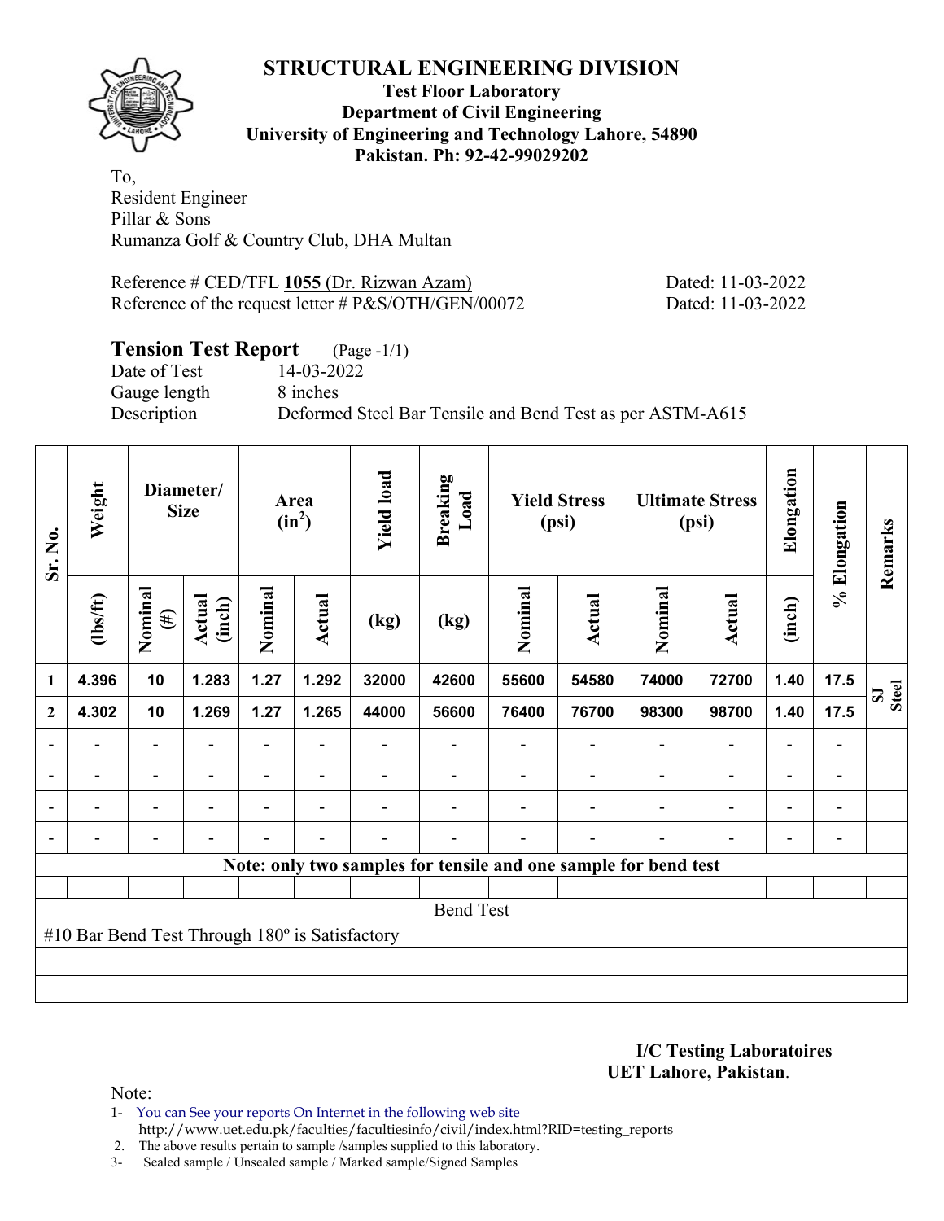# STRUCTURAL ENGINEERING DIVISION

**Test Floor Laboratory**
**Department of Civil Engineering**
**University of Engineering and Technology Lahore, 54890**
**Pakistan. Ph: 92-42-99029202**

To,
Resident Engineer
Pillar & Sons
Rumanza Golf & Country Club, DHA Multan

Reference # CED/TFL **1055** (Dr. Rizwan Azam) Dated: 11-03-2022
Reference of the request letter # P&S/OTH/GEN/00072 Dated: 11-03-2022

## Tension Test Report (Page -1/1)

Date of Test 14-03-2022
Gauge length 8 inches
Description Deformed Steel Bar Tensile and Bend Test as per ASTM-A615

| Sr. No. | Weight | Diameter/ Size | | Area ($in^2$) | | Yield load | Breaking Load | Yield Stress (psi) | | Ultimate Stress (psi) | | Elongation | % Elongation | Remarks |
|---|---|---|---|---|---|---|---|---|---|---|---|---|---|---|
| | (lbs/ft) | Nominal (#) | Actual (inch) | Nominal | Actual | (kg) | (kg) | Nominal | Actual | Nominal | Actual | (inch) | | |
| 1 | 4.396 | 10 | 1.283 | 1.27 | 1.292 | 32000 | 42600 | 55600 | 54580 | 74000 | 72700 | 1.40 | 17.5 | SJ Steel |
| 2 | 4.302 | 10 | 1.269 | 1.27 | 1.265 | 44000 | 56600 | 76400 | 76700 | 98300 | 98700 | 1.40 | 17.5 | |
| - | - | - | - | - | - | - | - | - | - | - | - | - | - | |
| - | - | - | - | - | - | - | - | - | - | - | - | - | - | |
| - | - | - | - | - | - | - | - | - | - | - | - | - | - | |
| - | - | - | - | - | - | - | - | - | - | - | - | - | - | |

**Note: only two samples for tensile and one sample for bend test**

Bend Test

#10 Bar Bend Test Through 180º is Satisfactory

**I/C Testing Laboratoires**
**UET Lahore, Pakistan**.

Note:

1- You can See your reports On Internet in the following web site
http://www.uet.edu.pk/faculties/facultiesinfo/civil/index.html?RID=testing_reports
2. The above results pertain to sample /samples supplied to this laboratory.
3- Sealed sample / Unsealed sample / Marked sample/Signed Samples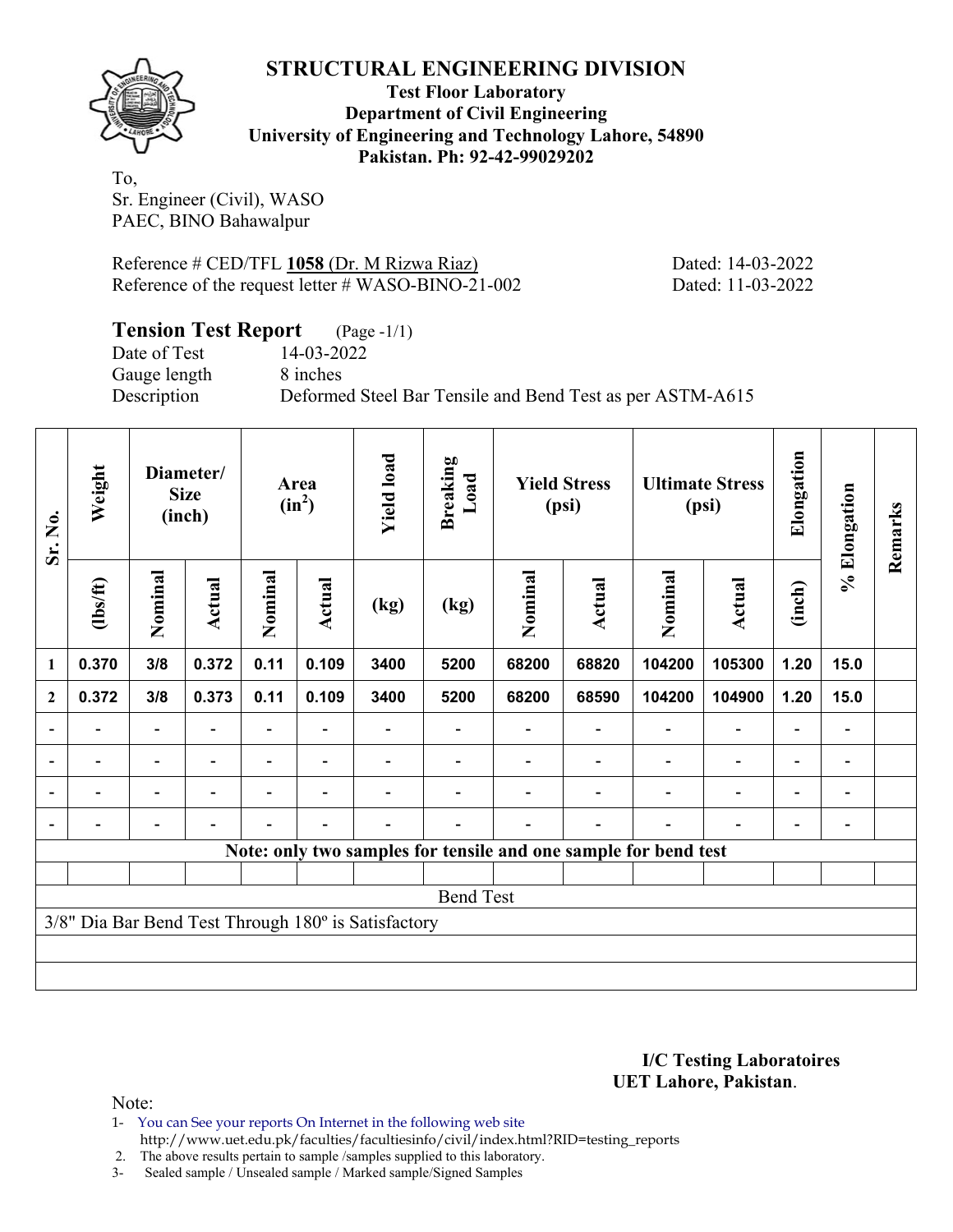# STRUCTURAL ENGINEERING DIVISION

**Test Floor Laboratory**
**Department of Civil Engineering**
**University of Engineering and Technology Lahore, 54890**
**Pakistan. Ph: 92-42-99029202**

To,
Sr. Engineer (Civil), WASO
PAEC, BINO Bahawalpur

Reference # CED/TFL **1058** (Dr. M Rizwa Riaz) Dated: 14-03-2022
Reference of the request letter # WASO-BINO-21-002 Dated: 11-03-2022

## Tension Test Report (Page -1/1)

Date of Test 14-03-2022
Gauge length 8 inches
Description Deformed Steel Bar Tensile and Bend Test as per ASTM-A615

| Sr. No. | Weight | Diameter/ Size (inch) | | Area ($in^2$) | | Yield load | Breaking Load | Yield Stress (psi) | | Ultimate Stress (psi) | | Elongation | % Elongation | Remarks |
|---|---|---|---|---|---|---|---|---|---|---|---|---|---|---|
| | (lbs/ft) | Nominal | Actual | Nominal | Actual | (kg) | (kg) | Nominal | Actual | Nominal | Actual | (inch) | | |
| 1 | 0.370 | 3/8 | 0.372 | 0.11 | 0.109 | 3400 | 5200 | 68200 | 68820 | 104200 | 105300 | 1.20 | 15.0 | |
| 2 | 0.372 | 3/8 | 0.373 | 0.11 | 0.109 | 3400 | 5200 | 68200 | 68590 | 104200 | 104900 | 1.20 | 15.0 | |
| - | - | - | - | - | - | - | - | - | - | - | - | - | - | |
| - | - | - | - | - | - | - | - | - | - | - | - | - | - | |
| - | - | - | - | - | - | - | - | - | - | - | - | - | - | |
| - | - | - | - | - | - | - | - | - | - | - | - | - | - | |

**Note: only two samples for tensile and one sample for bend test**

Bend Test

3/8" Dia Bar Bend Test Through 180º is Satisfactory

**I/C Testing Laboratoires**
**UET Lahore, Pakistan**.

Note:

1- You can See your reports On Internet in the following web site
http://www.uet.edu.pk/faculties/facultiesinfo/civil/index.html?RID=testing_reports
2. The above results pertain to sample /samples supplied to this laboratory.
3- Sealed sample / Unsealed sample / Marked sample/Signed Samples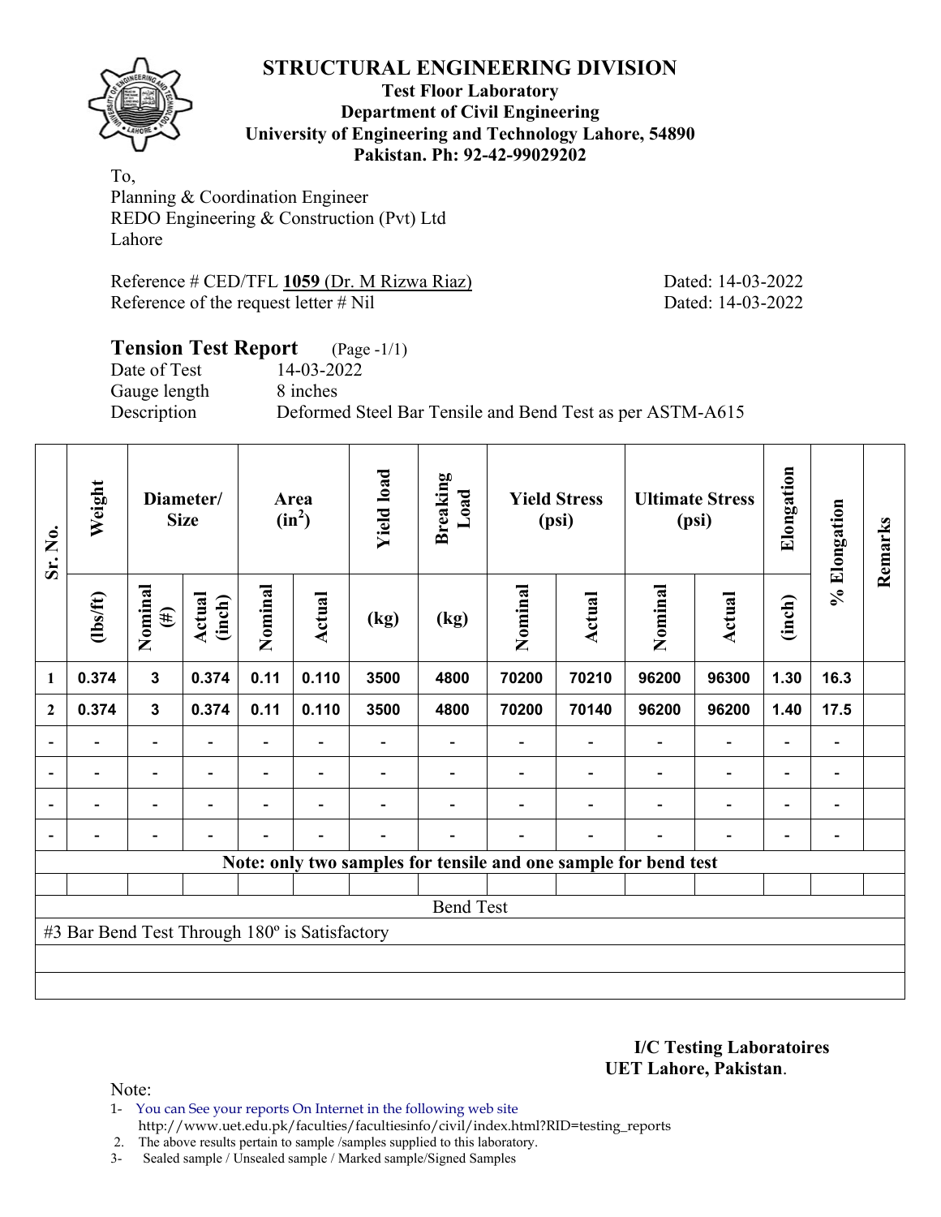# STRUCTURAL ENGINEERING DIVISION

**Test Floor Laboratory**
**Department of Civil Engineering**
**University of Engineering and Technology Lahore, 54890**
**Pakistan. Ph: 92-42-99029202**

To,
Planning & Coordination Engineer
REDO Engineering & Construction (Pvt) Ltd
Lahore

Reference # CED/TFL **1059** (Dr. M Rizwa Riaz) Dated: 14-03-2022
Reference of the request letter # Nil Dated: 14-03-2022

## Tension Test Report (Page -1/1)

Date of Test 14-03-2022
Gauge length 8 inches
Description Deformed Steel Bar Tensile and Bend Test as per ASTM-A615

| Sr. No. | Weight | Diameter/ Size | | Area ($in^2$) | | Yield load | Breaking Load | Yield Stress (psi) | | Ultimate Stress (psi) | | Elongation | % Elongation | Remarks |
|---|---|---|---|---|---|---|---|---|---|---|---|---|---|---|
| | (lbs/ft) | Nominal (#) | Actual (inch) | Nominal | Actual | (kg) | (kg) | Nominal | Actual | Nominal | Actual | (inch) | | |
| 1 | 0.374 | 3 | 0.374 | 0.11 | 0.110 | 3500 | 4800 | 70200 | 70210 | 96200 | 96300 | 1.30 | 16.3 | |
| 2 | 0.374 | 3 | 0.374 | 0.11 | 0.110 | 3500 | 4800 | 70200 | 70140 | 96200 | 96200 | 1.40 | 17.5 | |
| - | - | - | - | - | - | - | - | - | - | - | - | - | - | |
| - | - | - | - | - | - | - | - | - | - | - | - | - | - | |
| - | - | - | - | - | - | - | - | - | - | - | - | - | - | |
| - | - | - | - | - | - | - | - | - | - | - | - | - | - | |
| Note: only two samples for tensile and one sample for bend test | | | | | | | | | | | | | | |
| Bend Test | | | | | | | | | | | | | | |
| #3 Bar Bend Test Through 180º is Satisfactory | | | | | | | | | | | | | | |

**I/C Testing Laboratoires**
**UET Lahore, Pakistan**.

Note:
1- You can See your reports On Internet in the following web site
http://www.uet.edu.pk/faculties/facultiesinfo/civil/index.html?RID=testing_reports
2. The above results pertain to sample /samples supplied to this laboratory.
3- Sealed sample / Unsealed sample / Marked sample/Signed Samples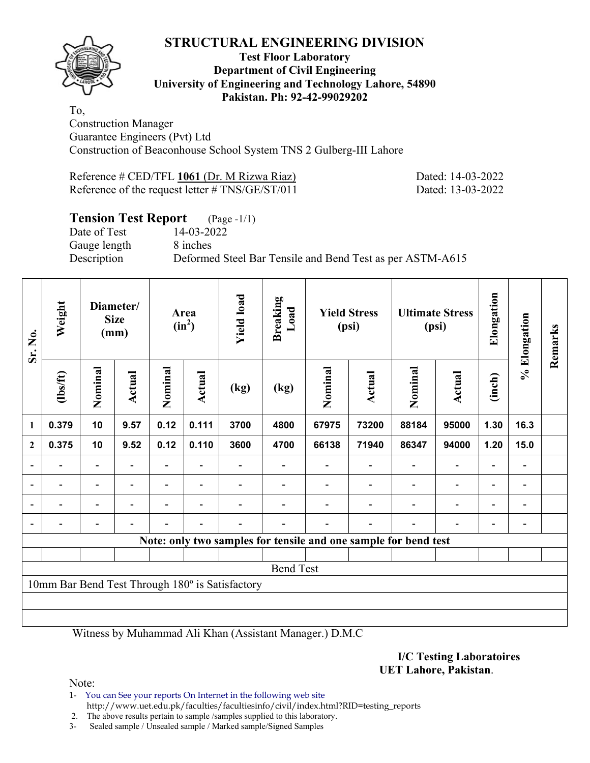# STRUCTURAL ENGINEERING DIVISION

**Test Floor Laboratory**
**Department of Civil Engineering**
**University of Engineering and Technology Lahore, 54890**
**Pakistan. Ph: 92-42-99029202**

To,
Construction Manager
Guarantee Engineers (Pvt) Ltd
Construction of Beaconhouse School System TNS 2 Gulberg-III Lahore

Reference # CED/TFL **1061** (Dr. M Rizwa Riaz) Dated: 14-03-2022
Reference of the request letter # TNS/GE/ST/011 Dated: 13-03-2022

## Tension Test Report (Page -1/1)

Date of Test 14-03-2022
Gauge length 8 inches
Description Deformed Steel Bar Tensile and Bend Test as per ASTM-A615

| Sr. No. | Weight | Diameter/ Size (mm) | | Area ($in^2$) | | Yield load | Breaking Load | Yield Stress (psi) | | Ultimate Stress (psi) | | Elongation | % Elongation | Remarks |
|---|---|---|---|---|---|---|---|---|---|---|---|---|---|---|
| | (lbs/ft) | Nominal | Actual | Nominal | Actual | (kg) | (kg) | Nominal | Actual | Nominal | Actual | (inch) | | |
| 1 | 0.379 | 10 | 9.57 | 0.12 | 0.111 | 3700 | 4800 | 67975 | 73200 | 88184 | 95000 | 1.30 | 16.3 | |
| 2 | 0.375 | 10 | 9.52 | 0.12 | 0.110 | 3600 | 4700 | 66138 | 71940 | 86347 | 94000 | 1.20 | 15.0 | |
| - | - | - | - | - | - | - | - | - | - | - | - | - | - | |
| - | - | - | - | - | - | - | - | - | - | - | - | - | - | |
| - | - | - | - | - | - | - | - | - | - | - | - | - | - | |
| - | - | - | - | - | - | - | - | - | - | - | - | - | - | |
| **Note: only two samples for tensile and one sample for bend test** | | | | | | | | | | | | | | |
| Bend Test | | | | | | | | | | | | | | |
| 10mm Bar Bend Test Through 180º is Satisfactory | | | | | | | | | | | | | | |

Witness by Muhammad Ali Khan (Assistant Manager.) D.M.C

**I/C Testing Laboratoires**
**UET Lahore, Pakistan**.

Note:
1- You can See your reports On Internet in the following web site
http://www.uet.edu.pk/faculties/facultiesinfo/civil/index.html?RID=testing_reports
2. The above results pertain to sample /samples supplied to this laboratory.
3- Sealed sample / Unsealed sample / Marked sample/Signed Samples